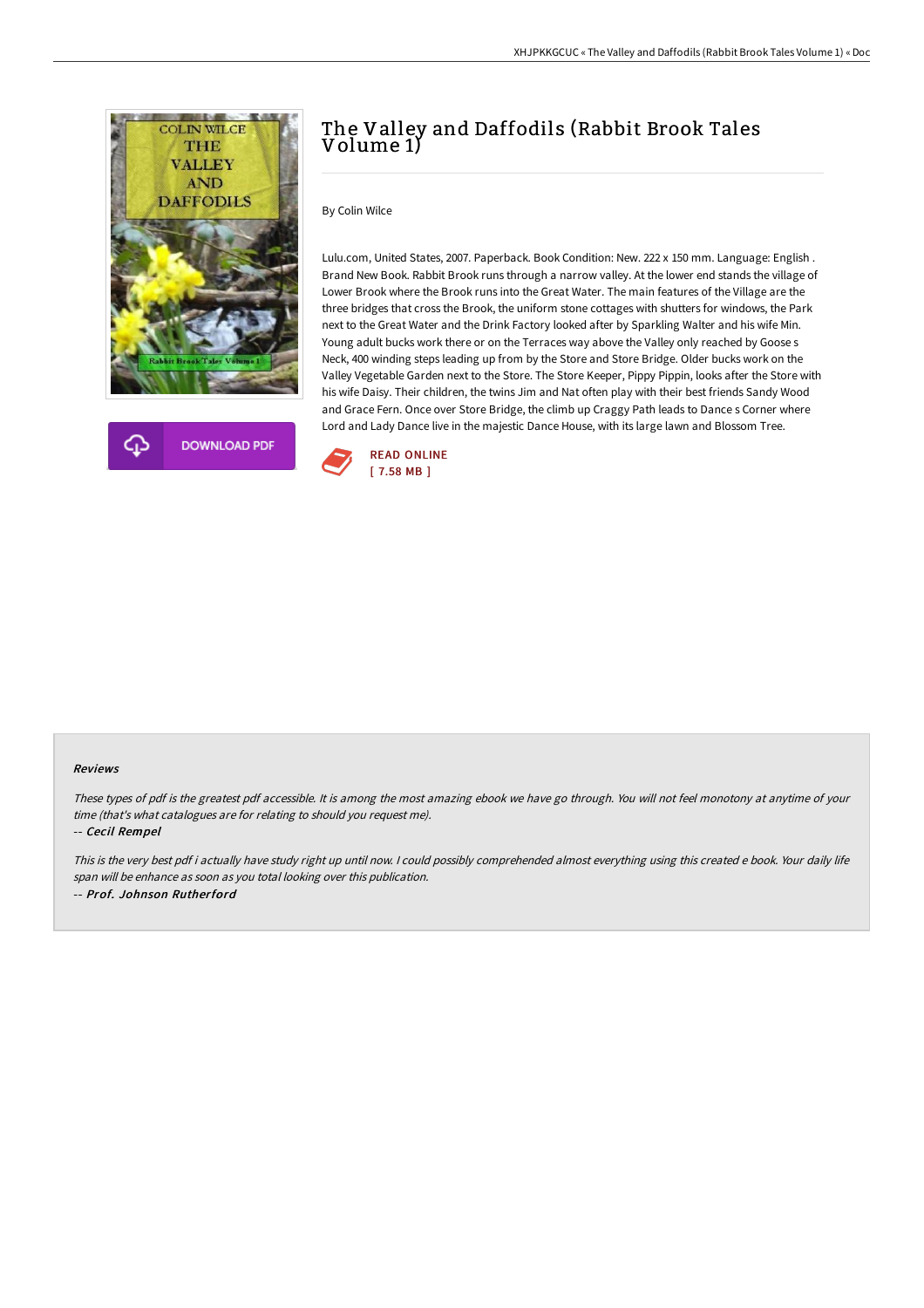# The Valley and Daffodils (Rabbit Brook Tales Volume 1)

By Colin Wilce

Lulu.com, United States, 2007. Paperback. Book Condition: New. 222 x 150 mm. Language: English . Brand New Book. Rabbit Brook runs through a narrow valley. At the lower end stands the village of Lower Brook where the Brook runs into the Great Water. The main features of the Village are the three bridges that cross the Brook, the uniform stone cottages with shutters for windows, the Park next to the Great Water and the Drink Factory looked after by Sparkling Walter and his wife Min. Young adult bucks work there or on the Terraces way above the Valley only reached by Goose s Neck, 400 winding steps leading up from by the Store and Store Bridge. Older bucks work on the Valley Vegetable Garden next to the Store. The Store Keeper, Pippy Pippin, looks after the Store with his wife Daisy. Their children, the twins Jim and Nat often play with their best friends Sandy Wood and Grace Fern. Once over Store Bridge, the climb up Craggy Path leads to Dance s Corner where Lord and Lady Dance live in the majestic Dance House, with its large lawn and Blossom Tree.

DOWNLOAD PDF

READ ONLINE
[ 7.58 MB ]

#### Reviews

*These types of pdf is the greatest pdf accessible. It is among the most amazing ebook we have go through. You will not feel monotony at anytime of your time (that's what catalogues are for relating to should you request me).*

*-- Cecil Rempel*

*This is the very best pdf i actually have study right up until now. I could possibly comprehended almost everything using this created e book. Your daily life span will be enhance as soon as you total looking over this publication.*

*-- Prof. Johnson Rutherford*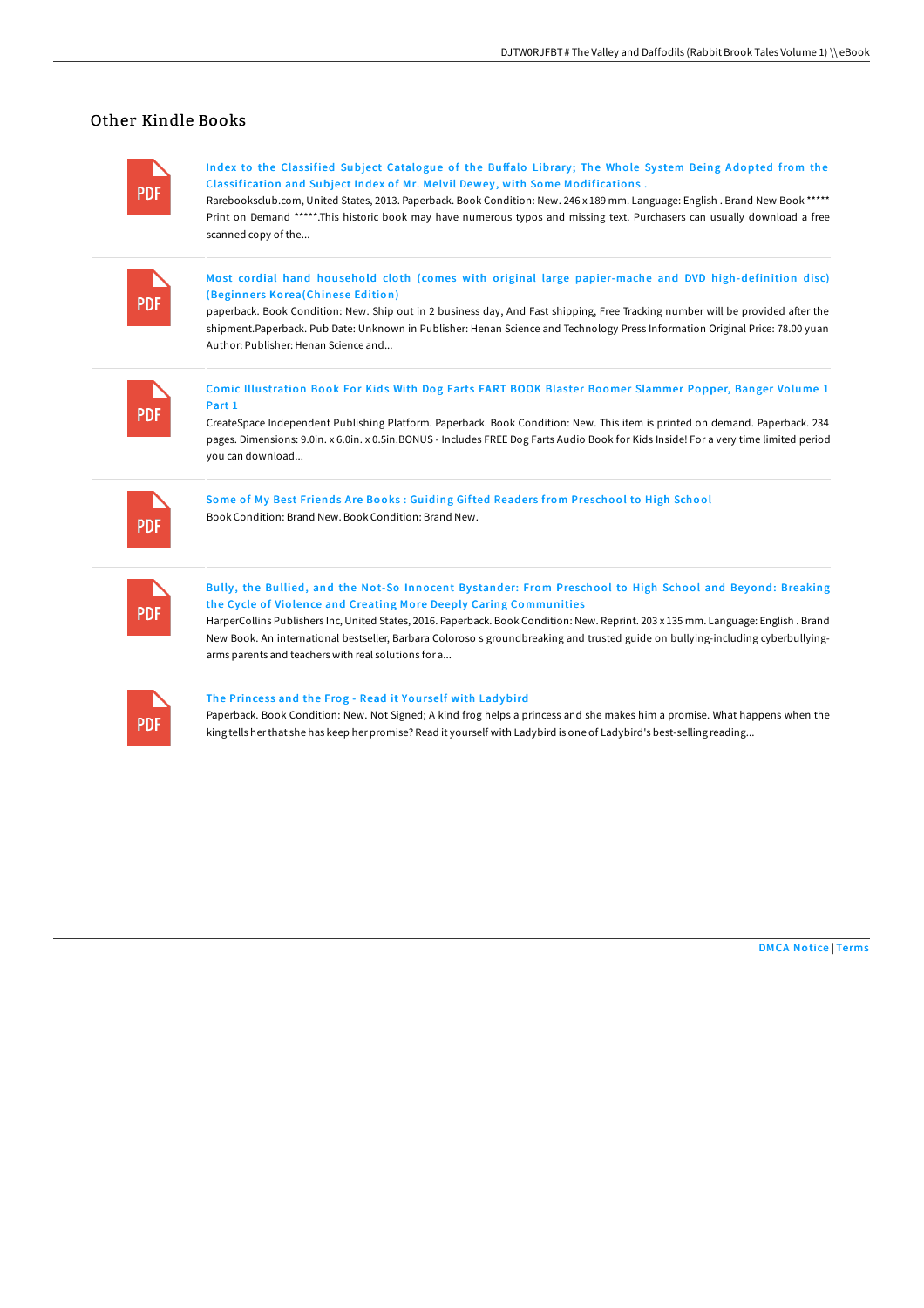## Other Kindle Books

PDF

Index to the Classified Subject Catalogue of the Buffalo Library; The Whole System Being Adopted from the Classification and Subject Index of Mr. Melvil Dewey, with Some Modifications .

Rarebooksclub.com, United States, 2013. Paperback. Book Condition: New. 246 x 189 mm. Language: English . Brand New Book ***** Print on Demand *****.This historic book may have numerous typos and missing text. Purchasers can usually download a free scanned copy of the...

PDF

Most cordial hand household cloth (comes with original large papier-mache and DVD high-definition disc) (Beginners Korea(Chinese Edition)

paperback. Book Condition: New. Ship out in 2 business day, And Fast shipping, Free Tracking number will be provided after the shipment.Paperback. Pub Date: Unknown in Publisher: Henan Science and Technology Press Information Original Price: 78.00 yuan Author: Publisher: Henan Science and...

PDF

Comic Illustration Book For Kids With Dog Farts FART BOOK Blaster Boomer Slammer Popper, Banger Volume 1 Part 1

CreateSpace Independent Publishing Platform. Paperback. Book Condition: New. This item is printed on demand. Paperback. 234 pages. Dimensions: 9.0in. x 6.0in. x 0.5in.BONUS - Includes FREE Dog Farts Audio Book for Kids Inside! For a very time limited period you can download...

PDF

Some of My Best Friends Are Books : Guiding Gifted Readers from Preschool to High School

Book Condition: Brand New. Book Condition: Brand New.

PDF

Bully, the Bullied, and the Not-So Innocent Bystander: From Preschool to High School and Beyond: Breaking the Cycle of Violence and Creating More Deeply Caring Communities

HarperCollins Publishers Inc, United States, 2016. Paperback. Book Condition: New. Reprint. 203 x 135 mm. Language: English . Brand New Book. An international bestseller, Barbara Coloroso s groundbreaking and trusted guide on bullying-including cyberbullying-arms parents and teachers with real solutions for a...

PDF

The Princess and the Frog - Read it Yourself with Ladybird

Paperback. Book Condition: New. Not Signed; A kind frog helps a princess and she makes him a promise. What happens when the king tells her that she has keep her promise? Read it yourself with Ladybird is one of Ladybird's best-selling reading...

DMCA Notice | Terms